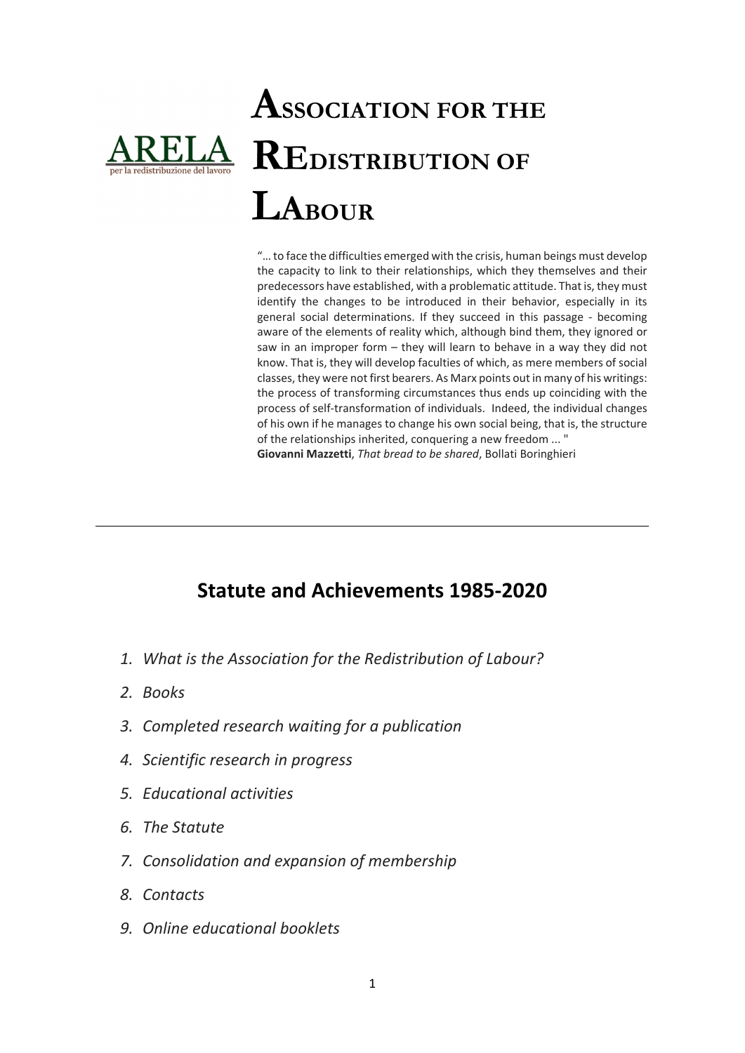ARELA
per la redistribuzione del lavoro

# ASSOCIATION FOR THE REDISTRIBUTION OF LABOUR

"… to face the difficulties emerged with the crisis, human beings must develop the capacity to link to their relationships, which they themselves and their predecessors have established, with a problematic attitude. That is, they must identify the changes to be introduced in their behavior, especially in its general social determinations. If they succeed in this passage - becoming aware of the elements of reality which, although bind them, they ignored or saw in an improper form – they will learn to behave in a way they did not know. That is, they will develop faculties of which, as mere members of social classes, they were not first bearers. As Marx points out in many of his writings: the process of transforming circumstances thus ends up coinciding with the process of self-transformation of individuals. Indeed, the individual changes of his own if he manages to change his own social being, that is, the structure of the relationships inherited, conquering a new freedom ... "
**Giovanni Mazzetti**, *That bread to be shared*, Bollati Boringhieri

---

## Statute and Achievements 1985-2020

1. *What is the Association for the Redistribution of Labour?*
2. *Books*
3. *Completed research waiting for a publication*
4. *Scientific research in progress*
5. *Educational activities*
6. *The Statute*
7. *Consolidation and expansion of membership*
8. *Contacts*
9. *Online educational booklets*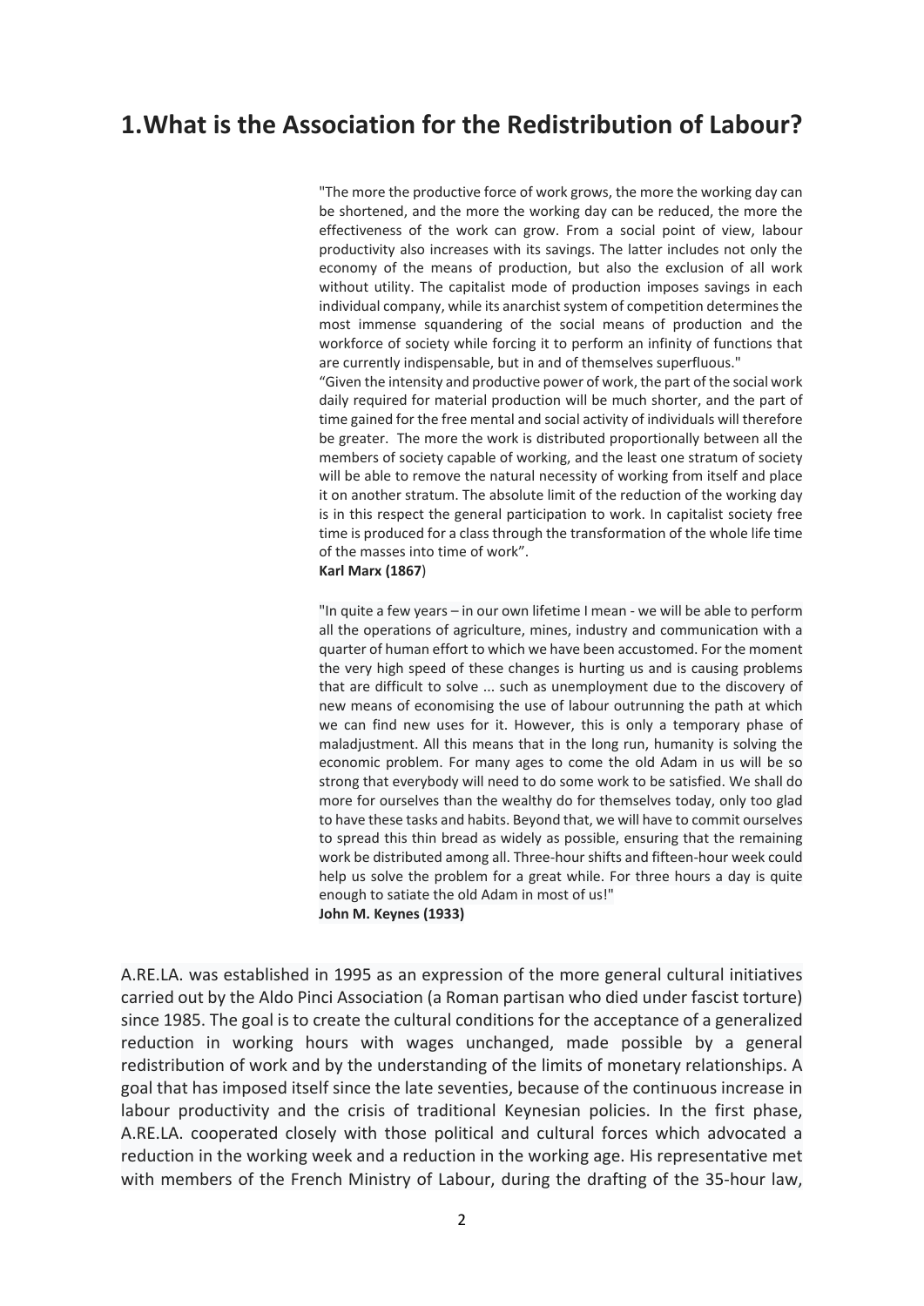## 1.What is the Association for the Redistribution of Labour?

> "The more the productive force of work grows, the more the working day can be shortened, and the more the working day can be reduced, the more the effectiveness of the work can grow. From a social point of view, labour productivity also increases with its savings. The latter includes not only the economy of the means of production, but also the exclusion of all work without utility. The capitalist mode of production imposes savings in each individual company, while its anarchist system of competition determines the most immense squandering of the social means of production and the workforce of society while forcing it to perform an infinity of functions that are currently indispensable, but in and of themselves superfluous."
>
> "Given the intensity and productive power of work, the part of the social work daily required for material production will be much shorter, and the part of time gained for the free mental and social activity of individuals will therefore be greater. The more the work is distributed proportionally between all the members of society capable of working, and the least one stratum of society will be able to remove the natural necessity of working from itself and place it on another stratum. The absolute limit of the reduction of the working day is in this respect the general participation to work. In capitalist society free time is produced for a class through the transformation of the whole life time of the masses into time of work".
>
> **Karl Marx (1867**)

> "In quite a few years – in our own lifetime I mean - we will be able to perform all the operations of agriculture, mines, industry and communication with a quarter of human effort to which we have been accustomed. For the moment the very high speed of these changes is hurting us and is causing problems that are difficult to solve ... such as unemployment due to the discovery of new means of economising the use of labour outrunning the path at which we can find new uses for it. However, this is only a temporary phase of maladjustment. All this means that in the long run, humanity is solving the economic problem. For many ages to come the old Adam in us will be so strong that everybody will need to do some work to be satisfied. We shall do more for ourselves than the wealthy do for themselves today, only too glad to have these tasks and habits. Beyond that, we will have to commit ourselves to spread this thin bread as widely as possible, ensuring that the remaining work be distributed among all. Three-hour shifts and fifteen-hour week could help us solve the problem for a great while. For three hours a day is quite enough to satiate the old Adam in most of us!"
>
> **John M. Keynes (1933)**

A.RE.LA. was established in 1995 as an expression of the more general cultural initiatives carried out by the Aldo Pinci Association (a Roman partisan who died under fascist torture) since 1985. The goal is to create the cultural conditions for the acceptance of a generalized reduction in working hours with wages unchanged, made possible by a general redistribution of work and by the understanding of the limits of monetary relationships. A goal that has imposed itself since the late seventies, because of the continuous increase in labour productivity and the crisis of traditional Keynesian policies. In the first phase, A.RE.LA. cooperated closely with those political and cultural forces which advocated a reduction in the working week and a reduction in the working age. His representative met with members of the French Ministry of Labour, during the drafting of the 35-hour law,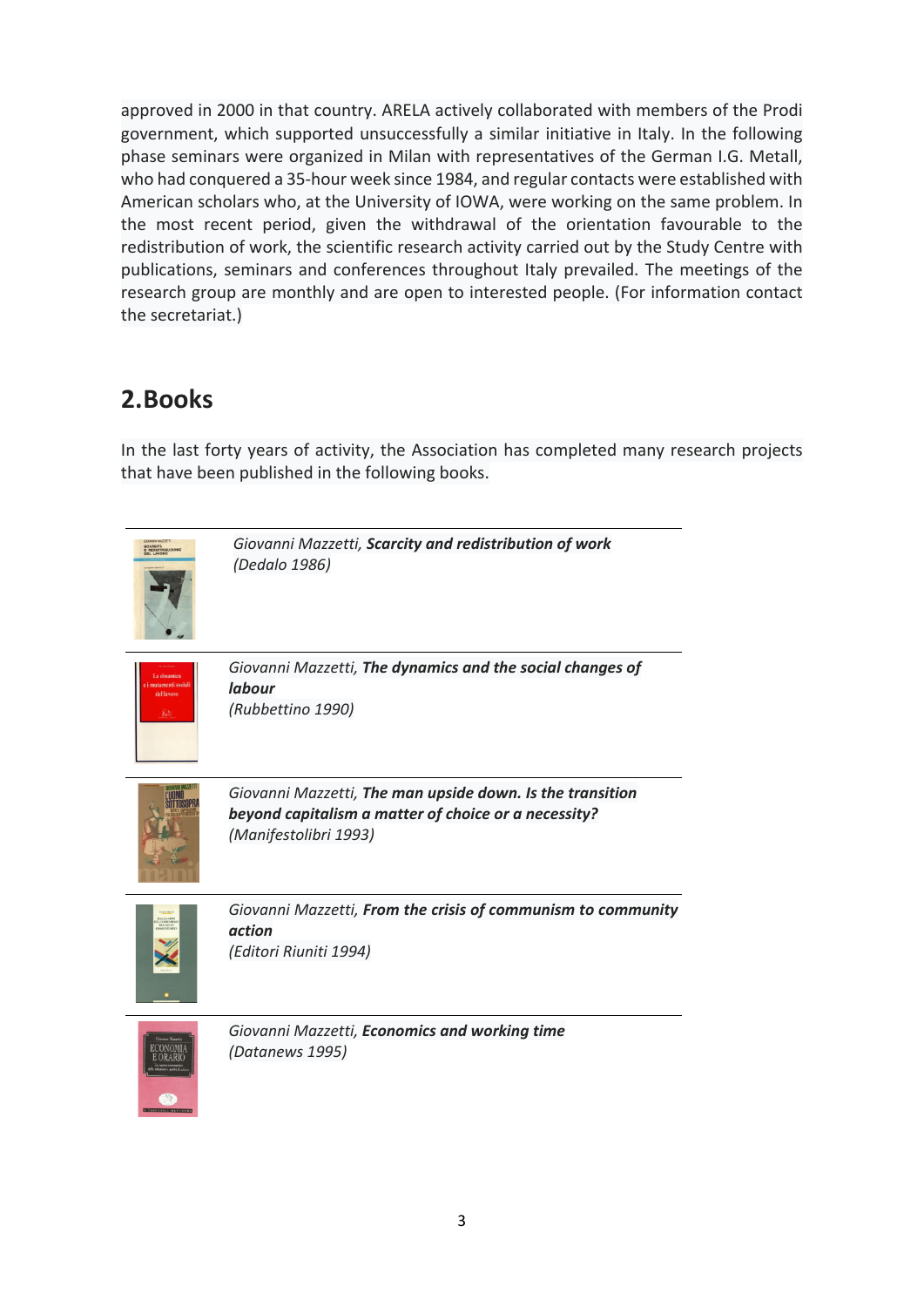approved in 2000 in that country. ARELA actively collaborated with members of the Prodi government, which supported unsuccessfully a similar initiative in Italy. In the following phase seminars were organized in Milan with representatives of the German I.G. Metall, who had conquered a 35-hour week since 1984, and regular contacts were established with American scholars who, at the University of IOWA, were working on the same problem. In the most recent period, given the withdrawal of the orientation favourable to the redistribution of work, the scientific research activity carried out by the Study Centre with publications, seminars and conferences throughout Italy prevailed. The meetings of the research group are monthly and are open to interested people. (For information contact the secretariat.)

## 2. Books

In the last forty years of activity, the Association has completed many research projects that have been published in the following books.

*Giovanni Mazzetti, **Scarcity and redistribution of work***
*(Dedalo 1986)*

*Giovanni Mazzetti, **The dynamics and the social changes of labour***
*(Rubbettino 1990)*

*Giovanni Mazzetti, **The man upside down. Is the transition beyond capitalism a matter of choice or a necessity?***
*(Manifestolibri 1993)*

*Giovanni Mazzetti, **From the crisis of communism to community action***
*(Editori Riuniti 1994)*

*Giovanni Mazzetti, **Economics and working time***
*(Datanews 1995)*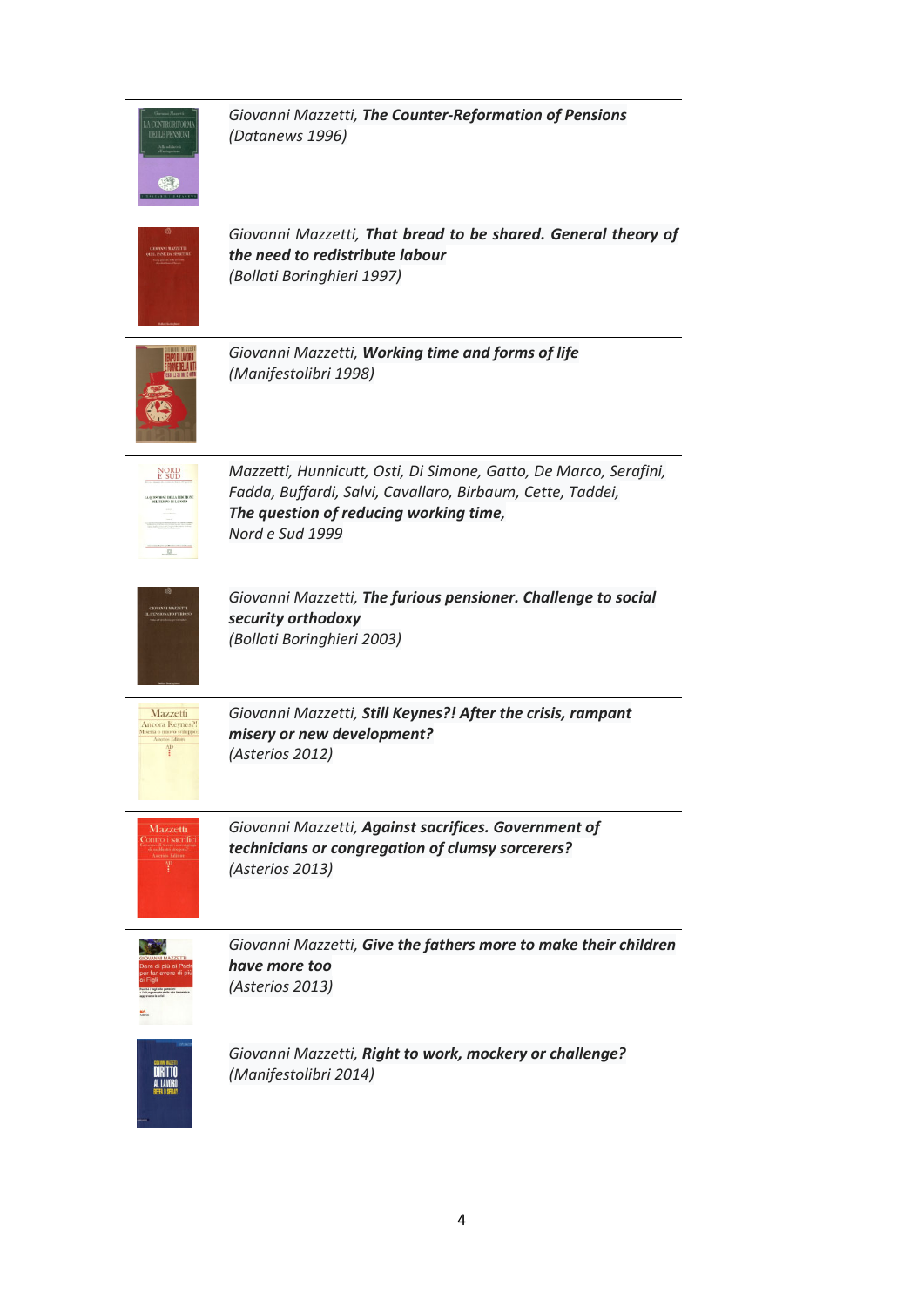*Giovanni Mazzetti, **The Counter-Reformation of Pensions***
*(Datanews 1996)*

---

*Giovanni Mazzetti, **That bread to be shared. General theory of the need to redistribute labour***
*(Bollati Boringhieri 1997)*

---

*Giovanni Mazzetti, **Working time and forms of life***
*(Manifestolibri 1998)*

---

*Mazzetti, Hunnicutt, Osti, Di Simone, Gatto, De Marco, Serafini, Fadda, Buffardi, Salvi, Cavallaro, Birbaum, Cette, Taddei,*
***The question of reducing working time,***
*Nord e Sud 1999*

---

*Giovanni Mazzetti, **The furious pensioner. Challenge to social security orthodoxy***
*(Bollati Boringhieri 2003)*

---

*Giovanni Mazzetti, **Still Keynes?! After the crisis, rampant misery or new development?***
*(Asterios 2012)*

---

*Giovanni Mazzetti, **Against sacrifices. Government of technicians or congregation of clumsy sorcerers?***
*(Asterios 2013)*

---

*Giovanni Mazzetti, **Give the fathers more to make their children have more too***
*(Asterios 2013)*

*Giovanni Mazzetti, **Right to work, mockery or challenge?***
*(Manifestolibri 2014)*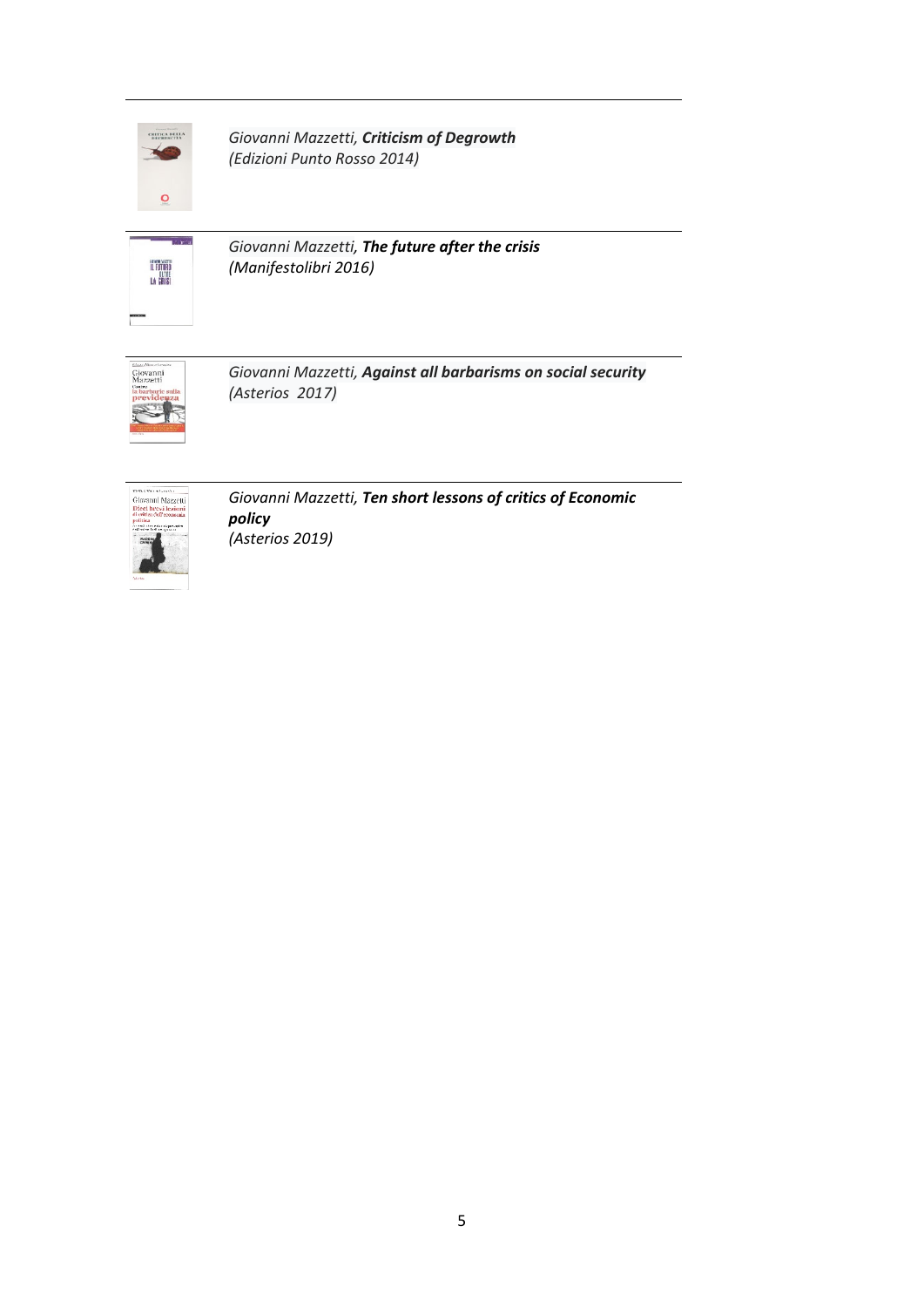---

*Giovanni Mazzetti, **Criticism of Degrowth***
*(Edizioni Punto Rosso 2014)*

---

*Giovanni Mazzetti, **The future after the crisis***
*(Manifestolibri 2016)*

---

*Giovanni Mazzetti, **Against all barbarisms on social security***
*(Asterios 2017)*

---

*Giovanni Mazzetti, **Ten short lessons of critics of Economic policy***
*(Asterios 2019)*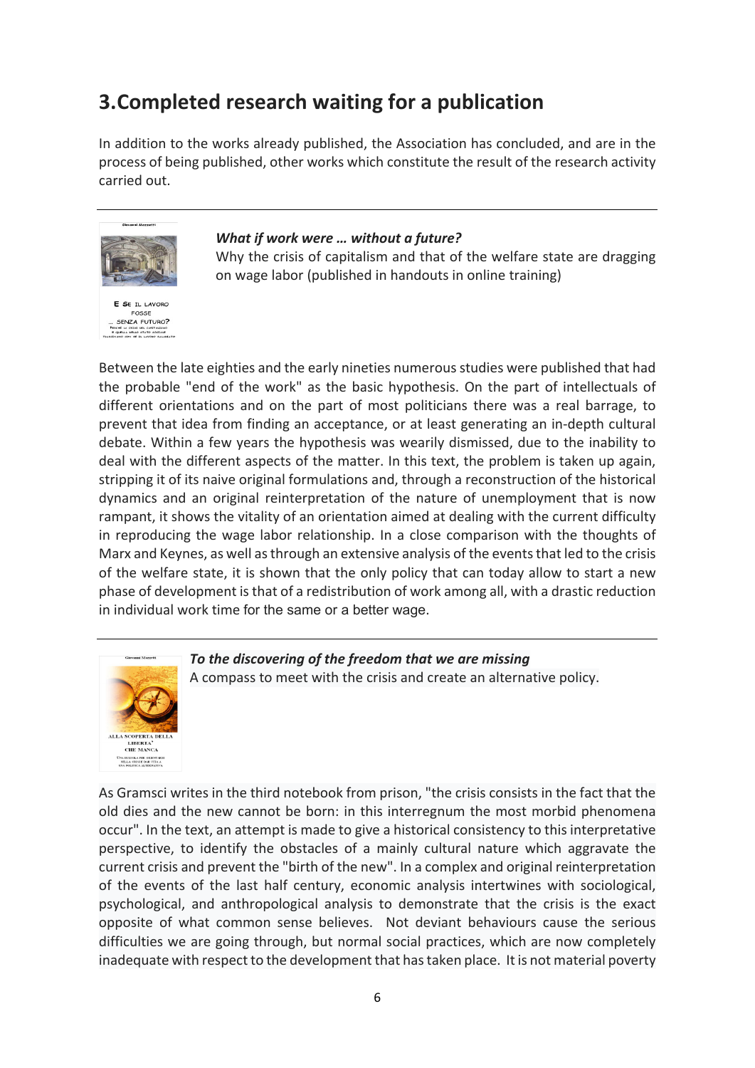## 3.Completed research waiting for a publication

In addition to the works already published, the Association has concluded, and are in the process of being published, other works which constitute the result of the research activity carried out.

---

***What if work were … without a future?***
Why the crisis of capitalism and that of the welfare state are dragging on wage labor (published in handouts in online training)

Between the late eighties and the early nineties numerous studies were published that had the probable "end of the work" as the basic hypothesis. On the part of intellectuals of different orientations and on the part of most politicians there was a real barrage, to prevent that idea from finding an acceptance, or at least generating an in-depth cultural debate. Within a few years the hypothesis was wearily dismissed, due to the inability to deal with the different aspects of the matter. In this text, the problem is taken up again, stripping it of its naive original formulations and, through a reconstruction of the historical dynamics and an original reinterpretation of the nature of unemployment that is now rampant, it shows the vitality of an orientation aimed at dealing with the current difficulty in reproducing the wage labor relationship. In a close comparison with the thoughts of Marx and Keynes, as well as through an extensive analysis of the events that led to the crisis of the welfare state, it is shown that the only policy that can today allow to start a new phase of development is that of a redistribution of work among all, with a drastic reduction in individual work time for the same or a better wage.

---

***To the discovering of the freedom that we are missing***
A compass to meet with the crisis and create an alternative policy.

As Gramsci writes in the third notebook from prison, "the crisis consists in the fact that the old dies and the new cannot be born: in this interregnum the most morbid phenomena occur". In the text, an attempt is made to give a historical consistency to this interpretative perspective, to identify the obstacles of a mainly cultural nature which aggravate the current crisis and prevent the "birth of the new". In a complex and original reinterpretation of the events of the last half century, economic analysis intertwines with sociological, psychological, and anthropological analysis to demonstrate that the crisis is the exact opposite of what common sense believes. Not deviant behaviours cause the serious difficulties we are going through, but normal social practices, which are now completely inadequate with respect to the development that has taken place. It is not material poverty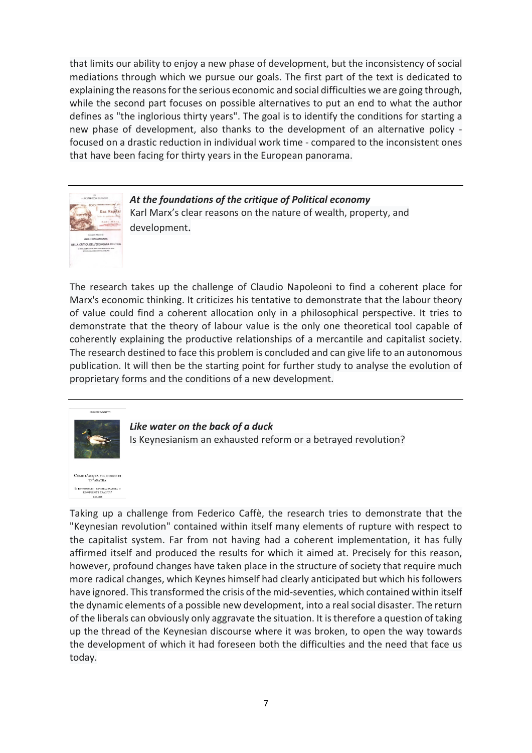that limits our ability to enjoy a new phase of development, but the inconsistency of social mediations through which we pursue our goals. The first part of the text is dedicated to explaining the reasons for the serious economic and social difficulties we are going through, while the second part focuses on possible alternatives to put an end to what the author defines as "the inglorious thirty years". The goal is to identify the conditions for starting a new phase of development, also thanks to the development of an alternative policy - focused on a drastic reduction in individual work time - compared to the inconsistent ones that have been facing for thirty years in the European panorama.

---

***At the foundations of the critique of Political economy***
Karl Marx's clear reasons on the nature of wealth, property, and development.

The research takes up the challenge of Claudio Napoleoni to find a coherent place for Marx's economic thinking. It criticizes his tentative to demonstrate that the labour theory of value could find a coherent allocation only in a philosophical perspective. It tries to demonstrate that the theory of labour value is the only one theoretical tool capable of coherently explaining the productive relationships of a mercantile and capitalist society. The research destined to face this problem is concluded and can give life to an autonomous publication. It will then be the starting point for further study to analyse the evolution of proprietary forms and the conditions of a new development.

---

***Like water on the back of a duck***
Is Keynesianism an exhausted reform or a betrayed revolution?

Taking up a challenge from Federico Caffè, the research tries to demonstrate that the "Keynesian revolution" contained within itself many elements of rupture with respect to the capitalist system. Far from not having had a coherent implementation, it has fully affirmed itself and produced the results for which it aimed at. Precisely for this reason, however, profound changes have taken place in the structure of society that require much more radical changes, which Keynes himself had clearly anticipated but which his followers have ignored. This transformed the crisis of the mid-seventies, which contained within itself the dynamic elements of a possible new development, into a real social disaster. The return of the liberals can obviously only aggravate the situation. It is therefore a question of taking up the thread of the Keynesian discourse where it was broken, to open the way towards the development of which it had foreseen both the difficulties and the need that face us today.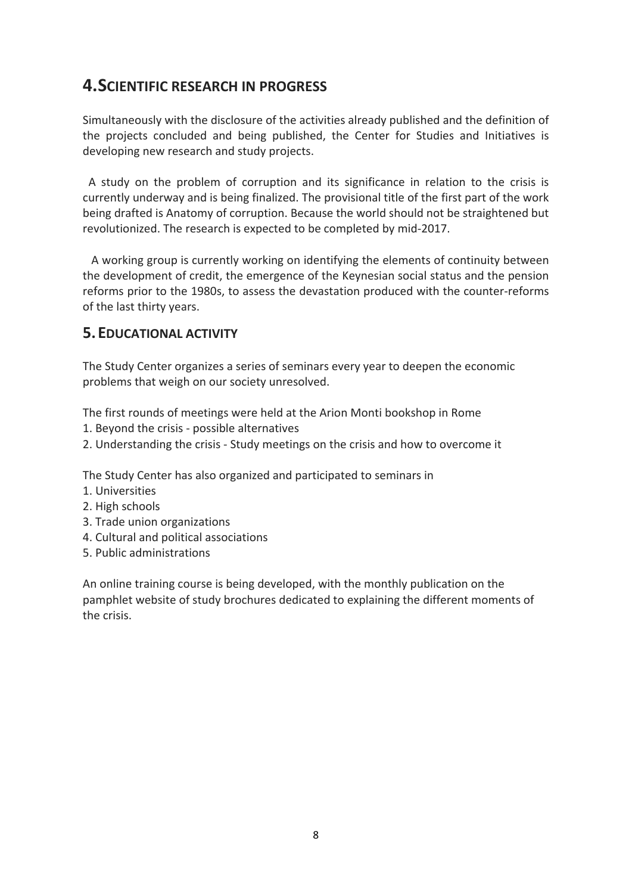## 4. SCIENTIFIC RESEARCH IN PROGRESS

Simultaneously with the disclosure of the activities already published and the definition of the projects concluded and being published, the Center for Studies and Initiatives is developing new research and study projects.

A study on the problem of corruption and its significance in relation to the crisis is currently underway and is being finalized. The provisional title of the first part of the work being drafted is Anatomy of corruption. Because the world should not be straightened but revolutionized. The research is expected to be completed by mid-2017.

A working group is currently working on identifying the elements of continuity between the development of credit, the emergence of the Keynesian social status and the pension reforms prior to the 1980s, to assess the devastation produced with the counter-reforms of the last thirty years.

## 5. EDUCATIONAL ACTIVITY

The Study Center organizes a series of seminars every year to deepen the economic problems that weigh on our society unresolved.

The first rounds of meetings were held at the Arion Monti bookshop in Rome

1. Beyond the crisis - possible alternatives
2. Understanding the crisis - Study meetings on the crisis and how to overcome it

The Study Center has also organized and participated to seminars in

1. Universities
2. High schools
3. Trade union organizations
4. Cultural and political associations
5. Public administrations

An online training course is being developed, with the monthly publication on the pamphlet website of study brochures dedicated to explaining the different moments of the crisis.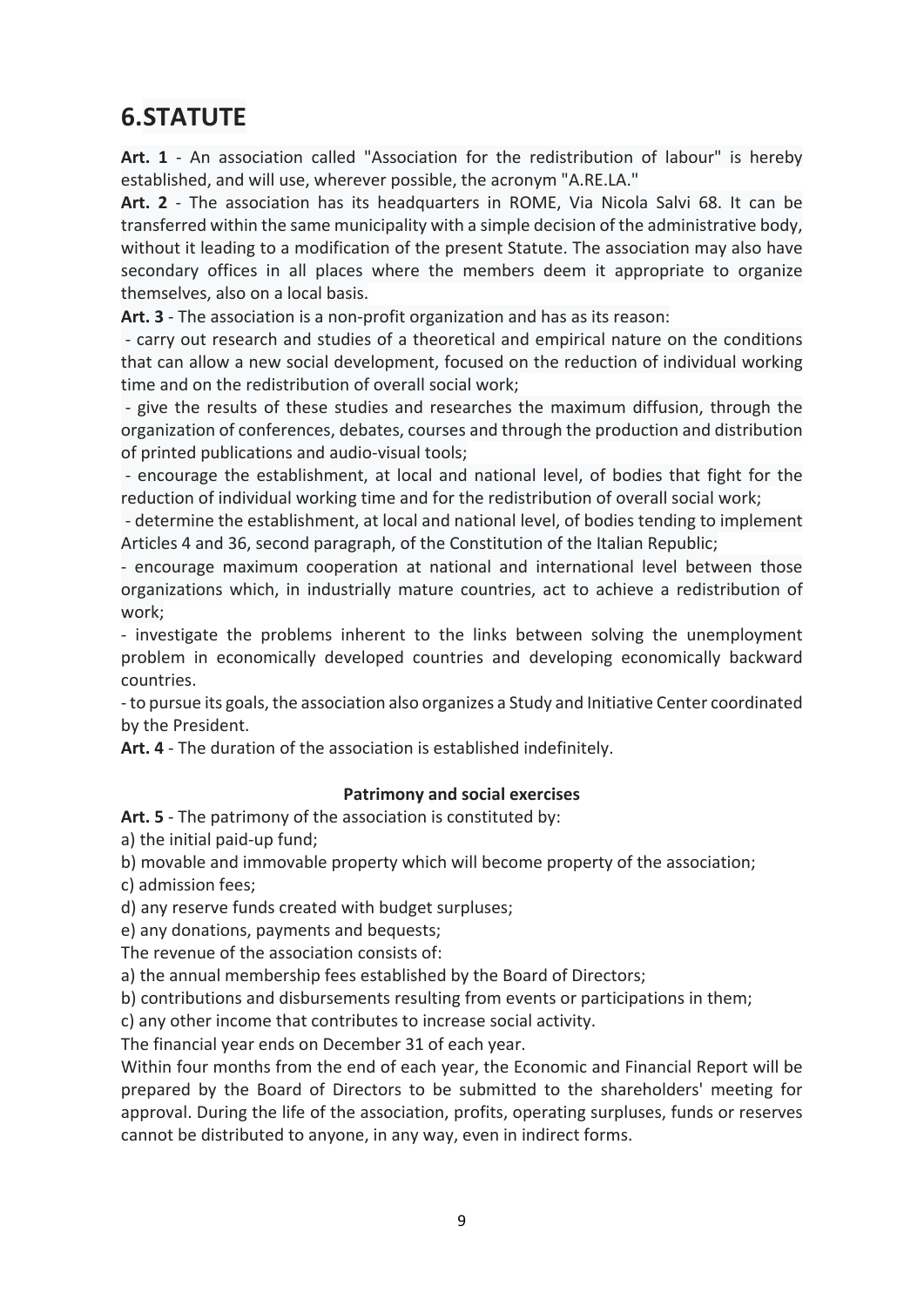# 6.STATUTE

**Art. 1** - An association called "Association for the redistribution of labour" is hereby established, and will use, wherever possible, the acronym "A.RE.LA."

**Art. 2** - The association has its headquarters in ROME, Via Nicola Salvi 68. It can be transferred within the same municipality with a simple decision of the administrative body, without it leading to a modification of the present Statute. The association may also have secondary offices in all places where the members deem it appropriate to organize themselves, also on a local basis.

**Art. 3** - The association is a non-profit organization and has as its reason:

- carry out research and studies of a theoretical and empirical nature on the conditions that can allow a new social development, focused on the reduction of individual working time and on the redistribution of overall social work;
- give the results of these studies and researches the maximum diffusion, through the organization of conferences, debates, courses and through the production and distribution of printed publications and audio-visual tools;
- encourage the establishment, at local and national level, of bodies that fight for the reduction of individual working time and for the redistribution of overall social work;
- determine the establishment, at local and national level, of bodies tending to implement Articles 4 and 36, second paragraph, of the Constitution of the Italian Republic;
- encourage maximum cooperation at national and international level between those organizations which, in industrially mature countries, act to achieve a redistribution of work;
- investigate the problems inherent to the links between solving the unemployment problem in economically developed countries and developing economically backward countries.
- to pursue its goals, the association also organizes a Study and Initiative Center coordinated by the President.

**Art. 4** - The duration of the association is established indefinitely.

**Patrimony and social exercises**

**Art. 5** - The patrimony of the association is constituted by:

a) the initial paid-up fund;

b) movable and immovable property which will become property of the association;

c) admission fees;

d) any reserve funds created with budget surpluses;

e) any donations, payments and bequests;

The revenue of the association consists of:

a) the annual membership fees established by the Board of Directors;

b) contributions and disbursements resulting from events or participations in them;

c) any other income that contributes to increase social activity.

The financial year ends on December 31 of each year.

Within four months from the end of each year, the Economic and Financial Report will be prepared by the Board of Directors to be submitted to the shareholders' meeting for approval. During the life of the association, profits, operating surpluses, funds or reserves cannot be distributed to anyone, in any way, even in indirect forms.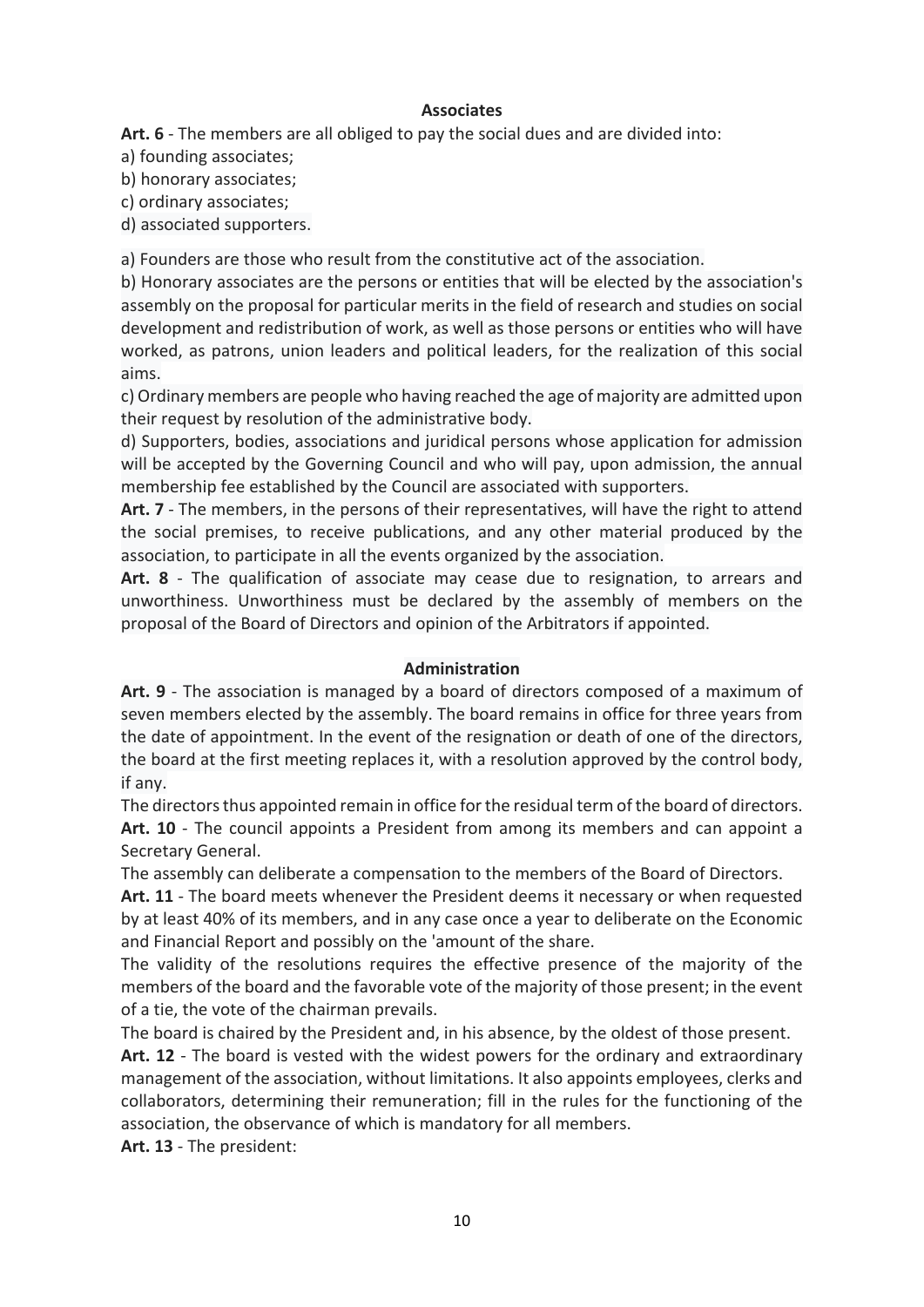### Associates

**Art. 6** - The members are all obliged to pay the social dues and are divided into:

a) founding associates;
b) honorary associates;
c) ordinary associates;
d) associated supporters.

a) Founders are those who result from the constitutive act of the association.
b) Honorary associates are the persons or entities that will be elected by the association's assembly on the proposal for particular merits in the field of research and studies on social development and redistribution of work, as well as those persons or entities who will have worked, as patrons, union leaders and political leaders, for the realization of this social aims.
c) Ordinary members are people who having reached the age of majority are admitted upon their request by resolution of the administrative body.
d) Supporters, bodies, associations and juridical persons whose application for admission will be accepted by the Governing Council and who will pay, upon admission, the annual membership fee established by the Council are associated with supporters.

**Art. 7** - The members, in the persons of their representatives, will have the right to attend the social premises, to receive publications, and any other material produced by the association, to participate in all the events organized by the association.

**Art. 8** - The qualification of associate may cease due to resignation, to arrears and unworthiness. Unworthiness must be declared by the assembly of members on the proposal of the Board of Directors and opinion of the Arbitrators if appointed.

### Administration

**Art. 9** - The association is managed by a board of directors composed of a maximum of seven members elected by the assembly. The board remains in office for three years from the date of appointment. In the event of the resignation or death of one of the directors, the board at the first meeting replaces it, with a resolution approved by the control body, if any.

The directors thus appointed remain in office for the residual term of the board of directors.

**Art. 10** - The council appoints a President from among its members and can appoint a Secretary General.

The assembly can deliberate a compensation to the members of the Board of Directors.

**Art. 11** - The board meets whenever the President deems it necessary or when requested by at least 40% of its members, and in any case once a year to deliberate on the Economic and Financial Report and possibly on the 'amount of the share.

The validity of the resolutions requires the effective presence of the majority of the members of the board and the favorable vote of the majority of those present; in the event of a tie, the vote of the chairman prevails.

The board is chaired by the President and, in his absence, by the oldest of those present.

**Art. 12** - The board is vested with the widest powers for the ordinary and extraordinary management of the association, without limitations. It also appoints employees, clerks and collaborators, determining their remuneration; fill in the rules for the functioning of the association, the observance of which is mandatory for all members.

**Art. 13** - The president: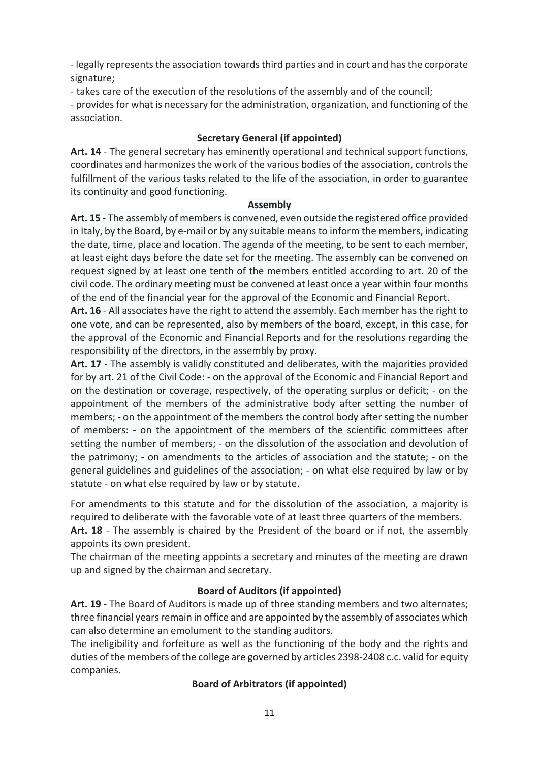- legally represents the association towards third parties and in court and has the corporate signature;

- takes care of the execution of the resolutions of the assembly and of the council;

- provides for what is necessary for the administration, organization, and functioning of the association.

**Secretary General (if appointed)**

**Art. 14** - The general secretary has eminently operational and technical support functions, coordinates and harmonizes the work of the various bodies of the association, controls the fulfillment of the various tasks related to the life of the association, in order to guarantee its continuity and good functioning.

**Assembly**

**Art. 15** - The assembly of members is convened, even outside the registered office provided in Italy, by the Board, by e-mail or by any suitable means to inform the members, indicating the date, time, place and location. The agenda of the meeting, to be sent to each member, at least eight days before the date set for the meeting. The assembly can be convened on request signed by at least one tenth of the members entitled according to art. 20 of the civil code. The ordinary meeting must be convened at least once a year within four months of the end of the financial year for the approval of the Economic and Financial Report.

**Art. 16** - All associates have the right to attend the assembly. Each member has the right to one vote, and can be represented, also by members of the board, except, in this case, for the approval of the Economic and Financial Reports and for the resolutions regarding the responsibility of the directors, in the assembly by proxy.

**Art. 17** - The assembly is validly constituted and deliberates, with the majorities provided for by art. 21 of the Civil Code: - on the approval of the Economic and Financial Report and on the destination or coverage, respectively, of the operating surplus or deficit; - on the appointment of the members of the administrative body after setting the number of members; - on the appointment of the members the control body after setting the number of members: - on the appointment of the members of the scientific committees after setting the number of members; - on the dissolution of the association and devolution of the patrimony; - on amendments to the articles of association and the statute; - on the general guidelines and guidelines of the association; - on what else required by law or by statute - on what else required by law or by statute.

For amendments to this statute and for the dissolution of the association, a majority is required to deliberate with the favorable vote of at least three quarters of the members.

**Art. 18** - The assembly is chaired by the President of the board or if not, the assembly appoints its own president.

The chairman of the meeting appoints a secretary and minutes of the meeting are drawn up and signed by the chairman and secretary.

**Board of Auditors (if appointed)**

**Art. 19** - The Board of Auditors is made up of three standing members and two alternates; three financial years remain in office and are appointed by the assembly of associates which can also determine an emolument to the standing auditors.

The ineligibility and forfeiture as well as the functioning of the body and the rights and duties of the members of the college are governed by articles 2398-2408 c.c. valid for equity companies.

**Board of Arbitrators (if appointed)**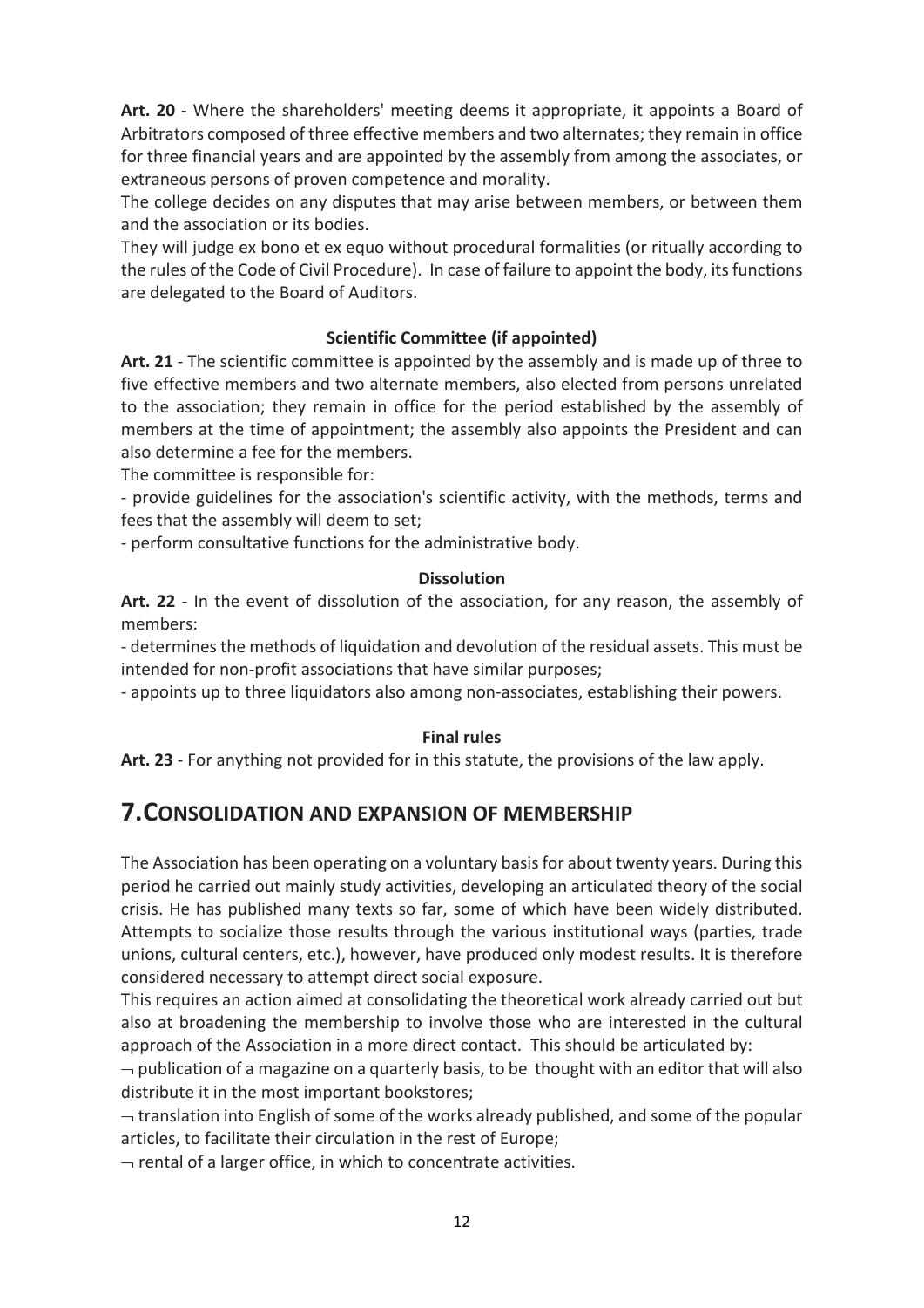**Art. 20** - Where the shareholders' meeting deems it appropriate, it appoints a Board of Arbitrators composed of three effective members and two alternates; they remain in office for three financial years and are appointed by the assembly from among the associates, or extraneous persons of proven competence and morality.

The college decides on any disputes that may arise between members, or between them and the association or its bodies.

They will judge ex bono et ex equo without procedural formalities (or ritually according to the rules of the Code of Civil Procedure). In case of failure to appoint the body, its functions are delegated to the Board of Auditors.

**Scientific Committee (if appointed)**

**Art. 21** - The scientific committee is appointed by the assembly and is made up of three to five effective members and two alternate members, also elected from persons unrelated to the association; they remain in office for the period established by the assembly of members at the time of appointment; the assembly also appoints the President and can also determine a fee for the members.

The committee is responsible for:

- provide guidelines for the association's scientific activity, with the methods, terms and fees that the assembly will deem to set;
- perform consultative functions for the administrative body.

**Dissolution**

**Art. 22** - In the event of dissolution of the association, for any reason, the assembly of members:

- determines the methods of liquidation and devolution of the residual assets. This must be intended for non-profit associations that have similar purposes;
- appoints up to three liquidators also among non-associates, establishing their powers.

**Final rules**

**Art. 23** - For anything not provided for in this statute, the provisions of the law apply.

# 7. CONSOLIDATION AND EXPANSION OF MEMBERSHIP

The Association has been operating on a voluntary basis for about twenty years. During this period he carried out mainly study activities, developing an articulated theory of the social crisis. He has published many texts so far, some of which have been widely distributed. Attempts to socialize those results through the various institutional ways (parties, trade unions, cultural centers, etc.), however, have produced only modest results. It is therefore considered necessary to attempt direct social exposure.

This requires an action aimed at consolidating the theoretical work already carried out but also at broadening the membership to involve those who are interested in the cultural approach of the Association in a more direct contact. This should be articulated by:

- publication of a magazine on a quarterly basis, to be thought with an editor that will also distribute it in the most important bookstores;
- translation into English of some of the works already published, and some of the popular articles, to facilitate their circulation in the rest of Europe;
- rental of a larger office, in which to concentrate activities.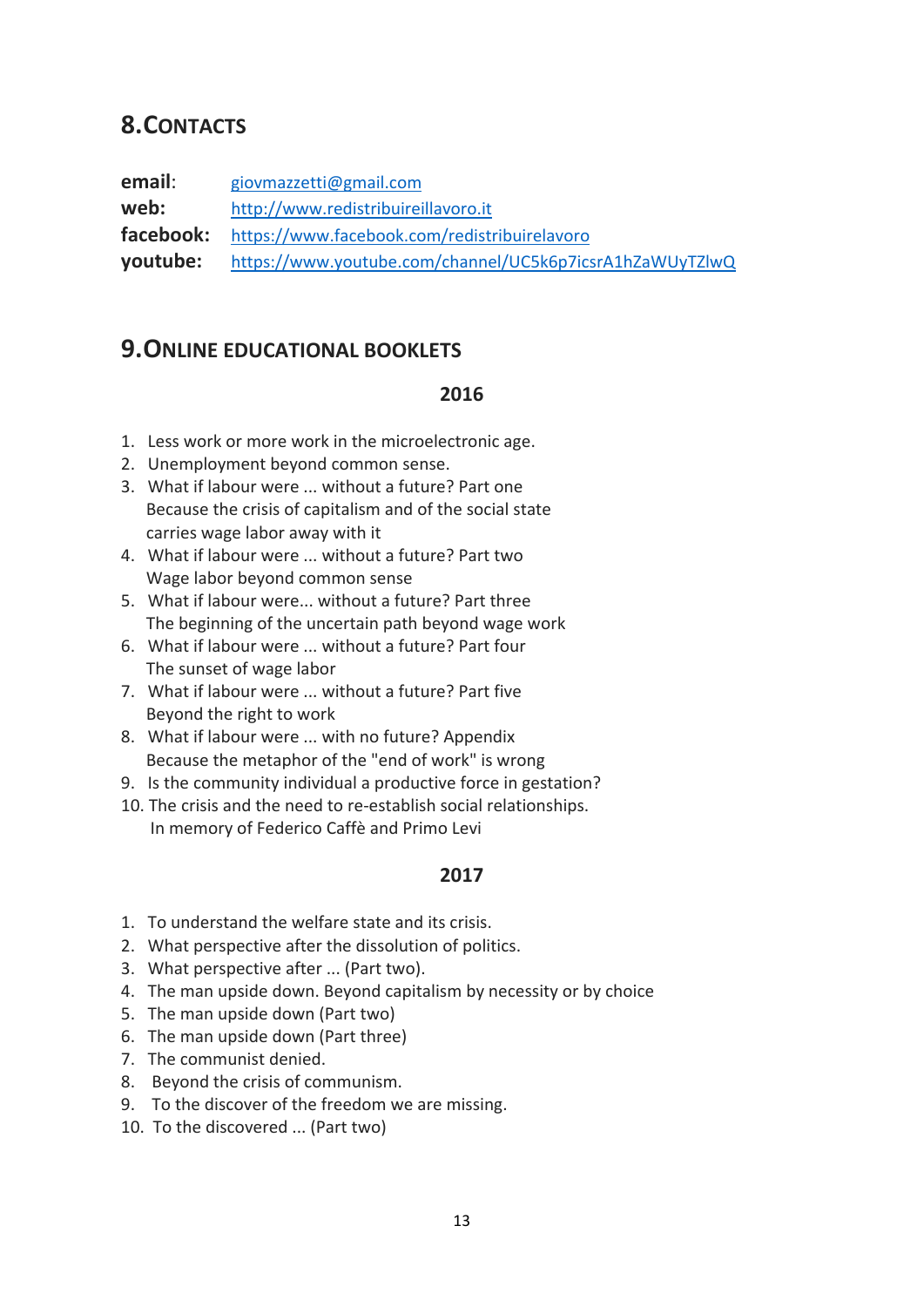## 8. Contacts

**email**: giovmazzetti@gmail.com
**web:** http://www.redistribuireillavoro.it
**facebook:** https://www.facebook.com/redistribuirelavoro
**youtube:** https://www.youtube.com/channel/UC5k6p7icsrA1hZaWUyTZlwQ

## 9. Online educational booklets

### 2016

1. Less work or more work in the microelectronic age.
2. Unemployment beyond common sense.
3. What if labour were ... without a future? Part one
   Because the crisis of capitalism and of the social state carries wage labor away with it
4. What if labour were ... without a future? Part two
   Wage labor beyond common sense
5. What if labour were... without a future? Part three
   The beginning of the uncertain path beyond wage work
6. What if labour were ... without a future? Part four
   The sunset of wage labor
7. What if labour were ... without a future? Part five
   Beyond the right to work
8. What if labour were ... with no future? Appendix
   Because the metaphor of the "end of work" is wrong
9. Is the community individual a productive force in gestation?
10. The crisis and the need to re-establish social relationships.
    In memory of Federico Caffè and Primo Levi

### 2017

1. To understand the welfare state and its crisis.
2. What perspective after the dissolution of politics.
3. What perspective after ... (Part two).
4. The man upside down. Beyond capitalism by necessity or by choice
5. The man upside down (Part two)
6. The man upside down (Part three)
7. The communist denied.
8. Beyond the crisis of communism.
9. To the discover of the freedom we are missing.
10. To the discovered ... (Part two)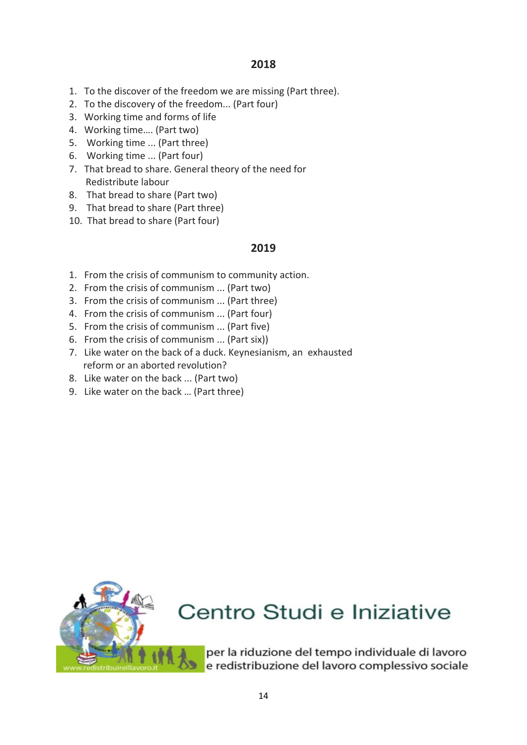## 2018

1. To the discover of the freedom we are missing (Part three).
2. To the discovery of the freedom... (Part four)
3. Working time and forms of life
4. Working time…. (Part two)
5. Working time ... (Part three)
6. Working time ... (Part four)
7. That bread to share. General theory of the need for Redistribute labour
8. That bread to share (Part two)
9. That bread to share (Part three)
10. That bread to share (Part four)

## 2019

1. From the crisis of communism to community action.
2. From the crisis of communism ... (Part two)
3. From the crisis of communism ... (Part three)
4. From the crisis of communism ... (Part four)
5. From the crisis of communism ... (Part five)
6. From the crisis of communism ... (Part six))
7. Like water on the back of a duck. Keynesianism, an exhausted reform or an aborted revolution?
8. Like water on the back ... (Part two)
9. Like water on the back … (Part three)

www.redistribuireillavoro.it

Centro Studi e Iniziative

per la riduzione del tempo individuale di lavoro e redistribuzione del lavoro complessivo sociale